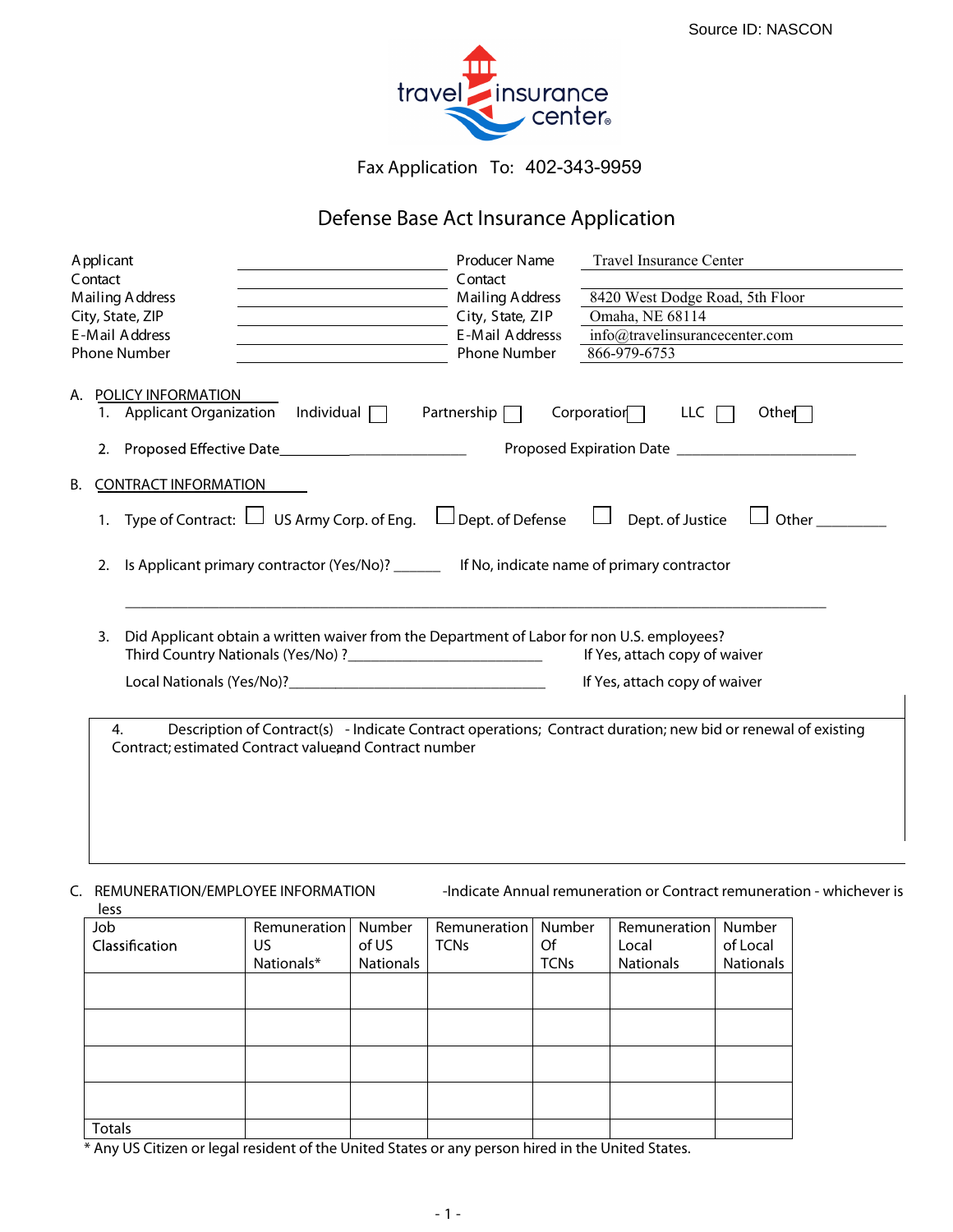Source ID: NASCON

travel insurance center

Fax Application To: 402-343-9959

# Defense Base Act Insurance Application

| | | | |
|---|---|---|---|
| Applicant | | Producer Name | Travel Insurance Center |
| Contact | | Contact | |
| Mailing Address | | Mailing Address | 8420 West Dodge Road, 5th Floor |
| City, State, ZIP | | City, State, ZIP | Omaha, NE 68114 |
| E-Mail Address | | E-Mail Addresss | info@travelinsurancecenter.com |
| Phone Number | | Phone Number | 866-979-6753 |

A. POLICY INFORMATION

1. Applicant Organization Individual ☐ Partnership ☐ Corporation ☐ LLC ☐ Other ☐
2. Proposed Effective Date_________________________ Proposed Expiration Date _________________________

B. CONTRACT INFORMATION

1. Type of Contract: ☐ US Army Corp. of Eng. ☐ Dept. of Defense ☐ Dept. of Justice ☐ Other _________
2. Is Applicant primary contractor (Yes/No)? ______ If No, indicate name of primary contractor

   _____________________________________________________________________________

3. Did Applicant obtain a written waiver from the Department of Labor for non U.S. employees?
   Third Country Nationals (Yes/No) ?________________________ If Yes, attach copy of waiver

   Local Nationals (Yes/No)?__________________________________ If Yes, attach copy of waiver

4. Description of Contract(s) - Indicate Contract operations; Contract duration; new bid or renewal of existing Contract; estimated Contract value, and Contract number

C. REMUNERATION/EMPLOYEE INFORMATION -Indicate Annual remuneration or Contract remuneration - whichever is less

| Job Classification | Remuneration US Nationals* | Number of US Nationals | Remuneration TCNs | Number Of TCNs | Remuneration Local Nationals | Number of Local Nationals |
|---|---|---|---|---|---|---|
| | | | | | | |
| | | | | | | |
| | | | | | | |
| | | | | | | |
| Totals | | | | | | |

\* Any US Citizen or legal resident of the United States or any person hired in the United States.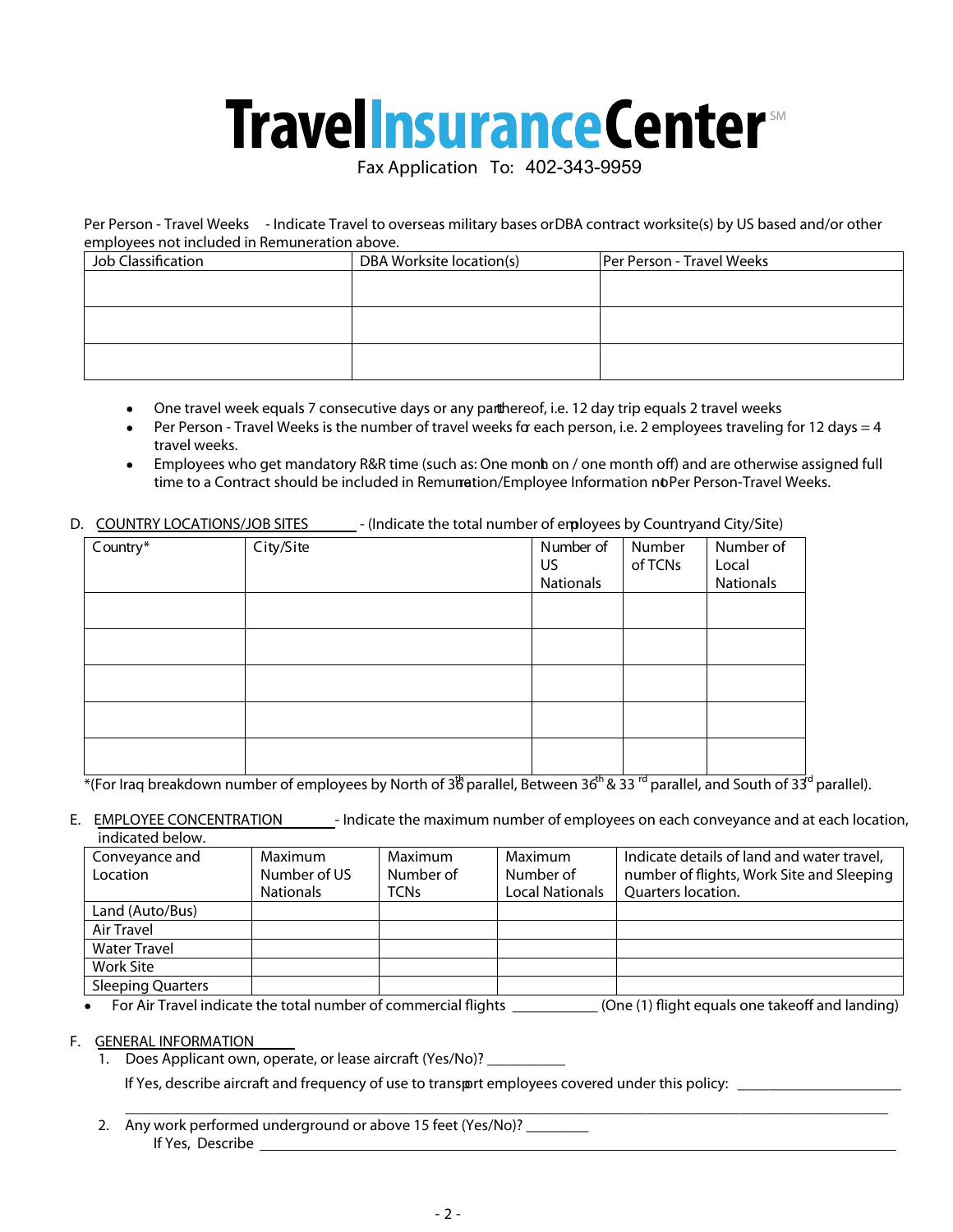# TravelInsuranceCenter℠

Fax Application To: 402-343-9959

Per Person - Travel Weeks - Indicate Travel to overseas military bases or DBA contract worksite(s) by US based and/or other employees not included in Remuneration above.

| Job Classification | DBA Worksite location(s) | Per Person - Travel Weeks |
|---|---|---|
| | | |
| | | |
| | | |

- One travel week equals 7 consecutive days or any part thereof, i.e. 12 day trip equals 2 travel weeks
- Per Person - Travel Weeks is the number of travel weeks for each person, i.e. 2 employees traveling for 12 days = 4 travel weeks.
- Employees who get mandatory R&R time (such as: One month on / one month off) and are otherwise assigned full time to a Contract should be included in Remuneration/Employee Information not Per Person-Travel Weeks.

D. COUNTRY LOCATIONS/JOB SITES - (Indicate the total number of employees by Country and City/Site)

| Country* | City/Site | Number of US Nationals | Number of TCNs | Number of Local Nationals |
|---|---|---|---|---|
| | | | | |
| | | | | |
| | | | | |
| | | | | |
| | | | | |

*(For Iraq breakdown number of employees by North of 36th parallel, Between 36th & 33rd parallel, and South of 33rd parallel).

E. EMPLOYEE CONCENTRATION - Indicate the maximum number of employees on each conveyance and at each location, indicated below.

| Conveyance and Location | Maximum Number of US Nationals | Maximum Number of TCNs | Maximum Number of Local Nationals | Indicate details of land and water travel, number of flights, Work Site and Sleeping Quarters location. |
|---|---|---|---|---|
| Land (Auto/Bus) | | | | |
| Air Travel | | | | |
| Water Travel | | | | |
| Work Site | | | | |
| Sleeping Quarters | | | | |

- For Air Travel indicate the total number of commercial flights ___________ (One (1) flight equals one takeoff and landing)

F. GENERAL INFORMATION

1. Does Applicant own, operate, or lease aircraft (Yes/No)? __________

   If Yes, describe aircraft and frequency of use to transport employees covered under this policy: ____________________

   ______________________________________________________________________________

2. Any work performed underground or above 15 feet (Yes/No)? ________

   If Yes, Describe ______________________________________________________________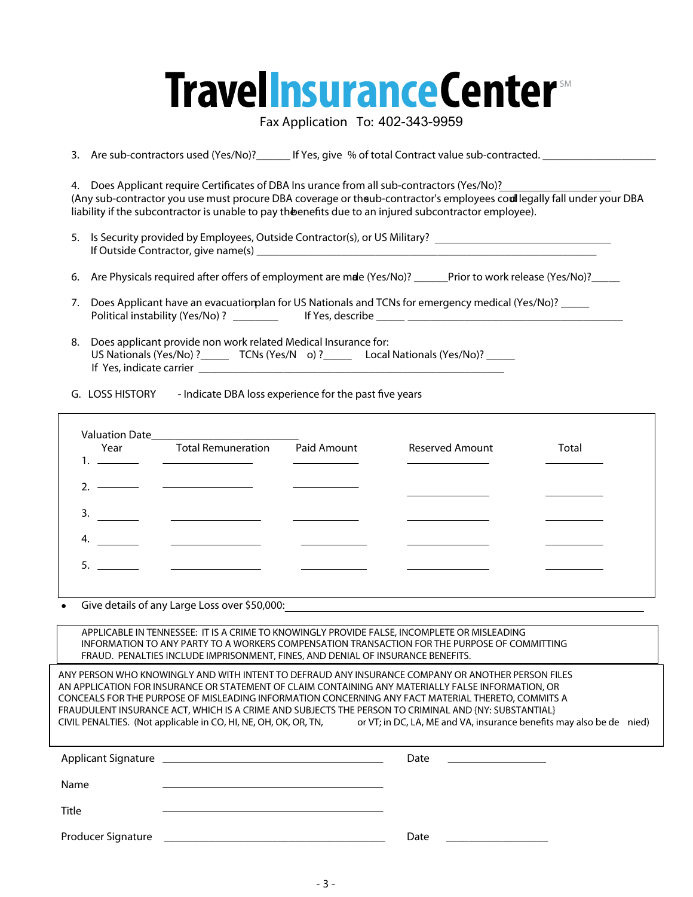# TravelInsuranceCenter[SM]

Fax Application To: 402-343-9959

3. Are sub-contractors used (Yes/No)?______ If Yes, give % of total Contract value sub-contracted. ____________________

4. Does Applicant require Certificates of DBA Insurance from all sub-contractors (Yes/No)?___________________
(Any sub-contractor you use must procure DBA coverage or the sub-contractor's employees could legally fall under your DBA liability if the subcontractor is unable to pay the benefits due to an injured subcontractor employee).

5. Is Security provided by Employees, Outside Contractor(s), or US Military? ______________________________
If Outside Contractor, give name(s) ____________________________________________________________

6. Are Physicals required after offers of employment are made (Yes/No)? ______Prior to work release (Yes/No)?_____

7. Does Applicant have an evacuation plan for US Nationals and TCNs for emergency medical (Yes/No)? _____
Political instability (Yes/No) ? ________ If Yes, describe _____ __________________________________________

8. Does applicant provide non work related Medical Insurance for:
US Nationals (Yes/No) ?_____ TCNs (Yes/No) ?_____ Local Nationals (Yes/No)? _____
If Yes, indicate carrier ______________________________________________________

G. LOSS HISTORY - Indicate DBA loss experience for the past five years

Valuation Date__________________________

| Year | Total Remuneration | Paid Amount | Reserved Amount | Total |
|---|---|---|---|---|
| 1. | | | | |
| 2. | | | | |
| 3. | | | | |
| 4. | | | | |
| 5. | | | | |

- Give details of any Large Loss over $50,000:____________________________________________________

APPLICABLE IN TENNESSEE: IT IS A CRIME TO KNOWINGLY PROVIDE FALSE, INCOMPLETE OR MISLEADING INFORMATION TO ANY PARTY TO A WORKERS COMPENSATION TRANSACTION FOR THE PURPOSE OF COMMITTING FRAUD. PENALTIES INCLUDE IMPRISONMENT, FINES, AND DENIAL OF INSURANCE BENEFITS.

ANY PERSON WHO KNOWINGLY AND WITH INTENT TO DEFRAUD ANY INSURANCE COMPANY OR ANOTHER PERSON FILES AN APPLICATION FOR INSURANCE OR STATEMENT OF CLAIM CONTAINING ANY MATERIALLY FALSE INFORMATION, OR CONCEALS FOR THE PURPOSE OF MISLEADING INFORMATION CONCERNING ANY FACT MATERIAL THERETO, COMMITS A FRAUDULENT INSURANCE ACT, WHICH IS A CRIME AND SUBJECTS THE PERSON TO CRIMINAL AND {NY: SUBSTANTIAL} CIVIL PENALTIES. (Not applicable in CO, HI, NE, OH, OK, OR, TN, or VT; in DC, LA, ME and VA, insurance benefits may also be denied)

Applicant Signature ______________________________ Date ________________

Name ______________________________

Title ______________________________

Producer Signature ______________________________ Date ________________